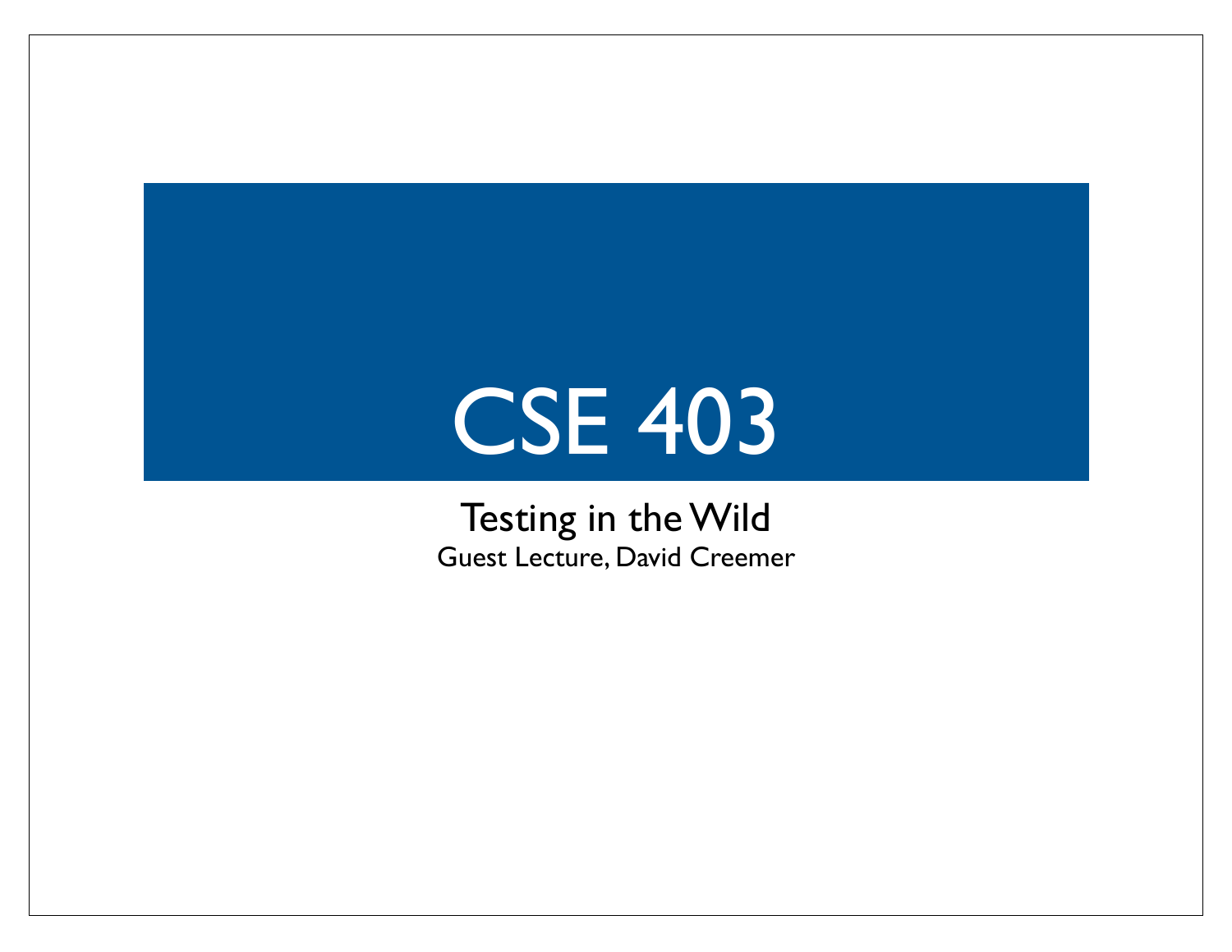# CSE 403

## Testing in the Wild

Guest Lecture, David Creemer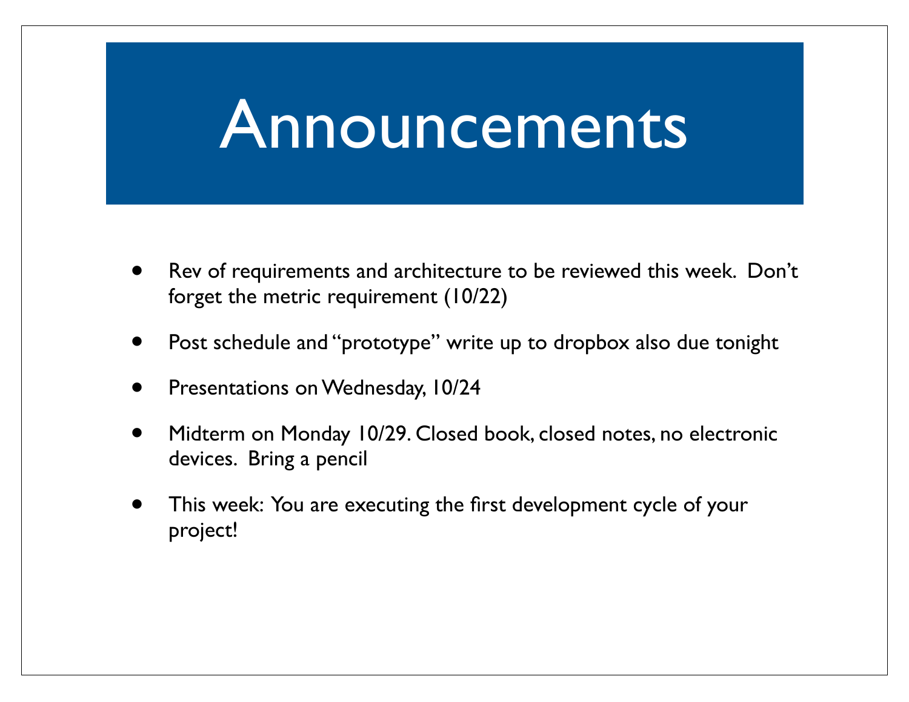# Announcements

- Rev of requirements and architecture to be reviewed this week. Don't forget the metric requirement (10/22)
- Post schedule and "prototype" write up to dropbox also due tonight
- Presentations on Wednesday, 10/24
- Midterm on Monday 10/29. Closed book, closed notes, no electronic devices. Bring a pencil
- This week: You are executing the first development cycle of your project!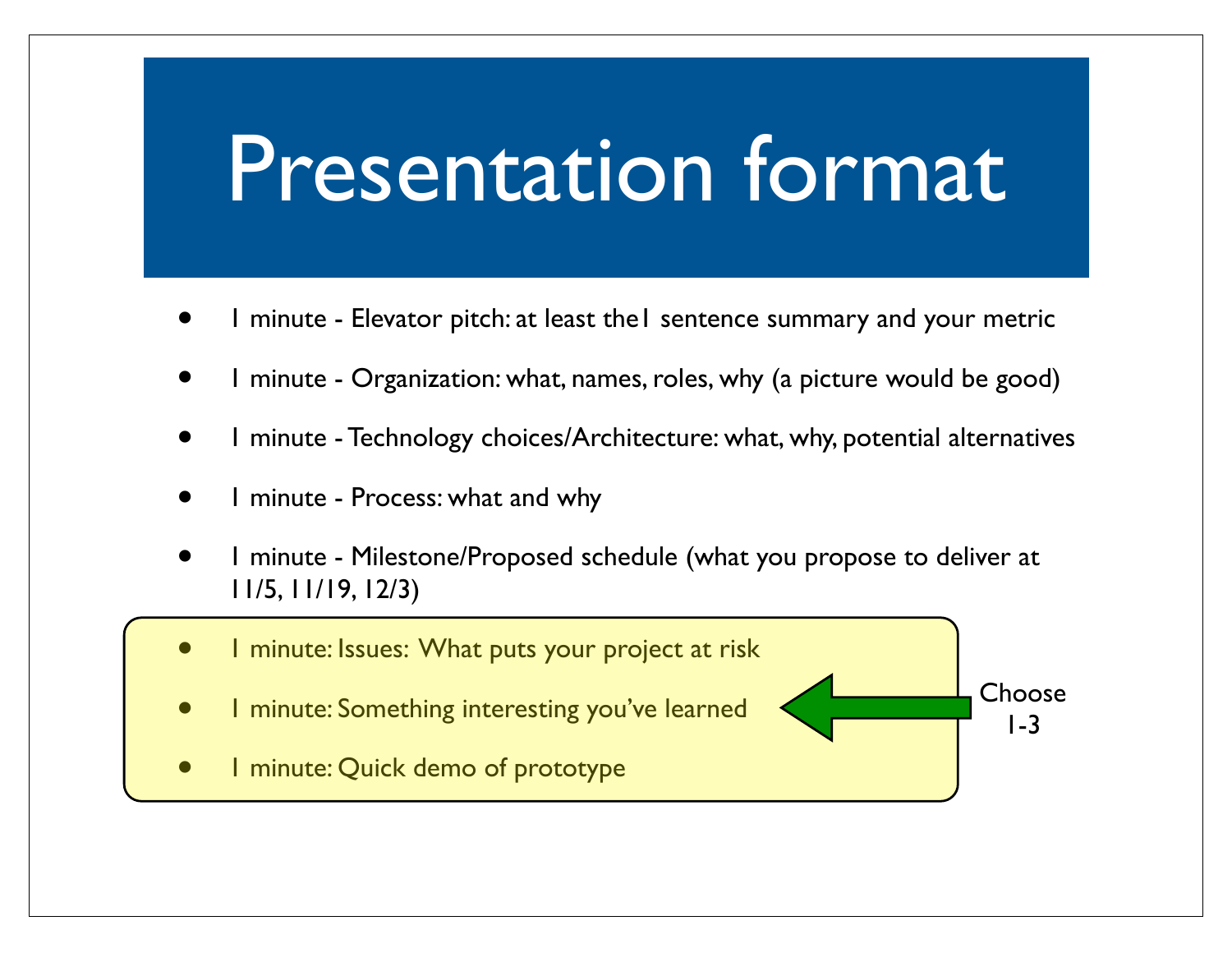# Presentation format

- 1 minute - Elevator pitch: at least the1 sentence summary and your metric
- 1 minute - Organization: what, names, roles, why (a picture would be good)
- 1 minute - Technology choices/Architecture: what, why, potential alternatives
- 1 minute - Process: what and why
- 1 minute - Milestone/Proposed schedule (what you propose to deliver at 11/5, 11/19, 12/3)

Choose 1-3:

- 1 minute: Issues: What puts your project at risk
- 1 minute: Something interesting you've learned
- 1 minute: Quick demo of prototype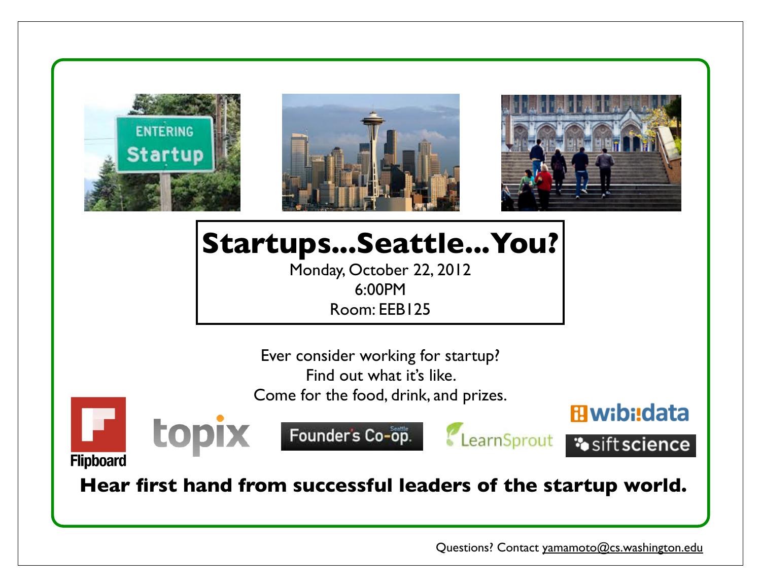# Startups...Seattle...You?

Monday, October 22, 2012
6:00PM
Room: EEB125

Ever consider working for startup?
Find out what it's like.
Come for the food, drink, and prizes.

Flipboard | topix | Founder's Co-op | LearnSprout | wibidata | siftscience

**Hear first hand from successful leaders of the startup world.**

Questions? Contact yamamoto@cs.washington.edu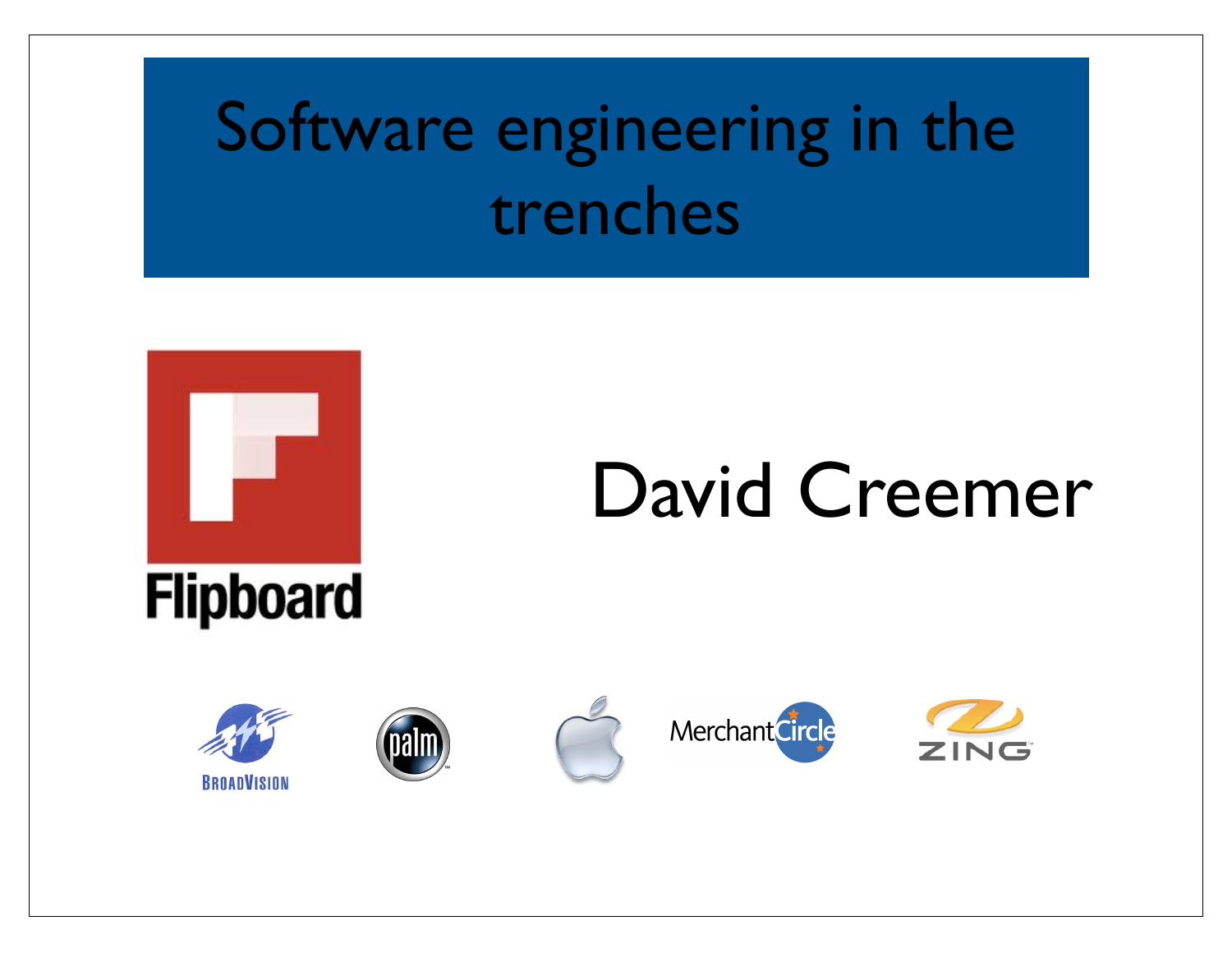# Software engineering in the trenches

Flipboard

David Creemer

BROADVISION

palm

MerchantCircle

ZING